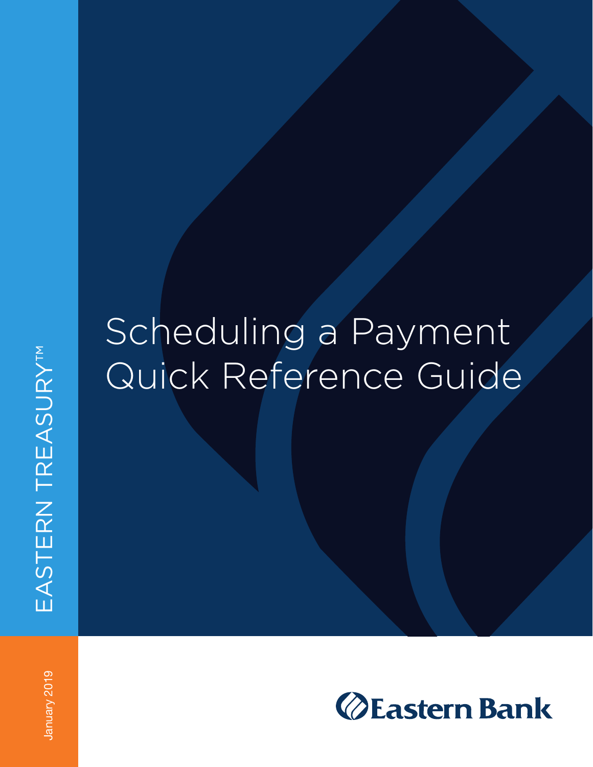EASTERN TREASURY™

# Scheduling a Payment Quick Reference Guide

January 2019

Eastern Bank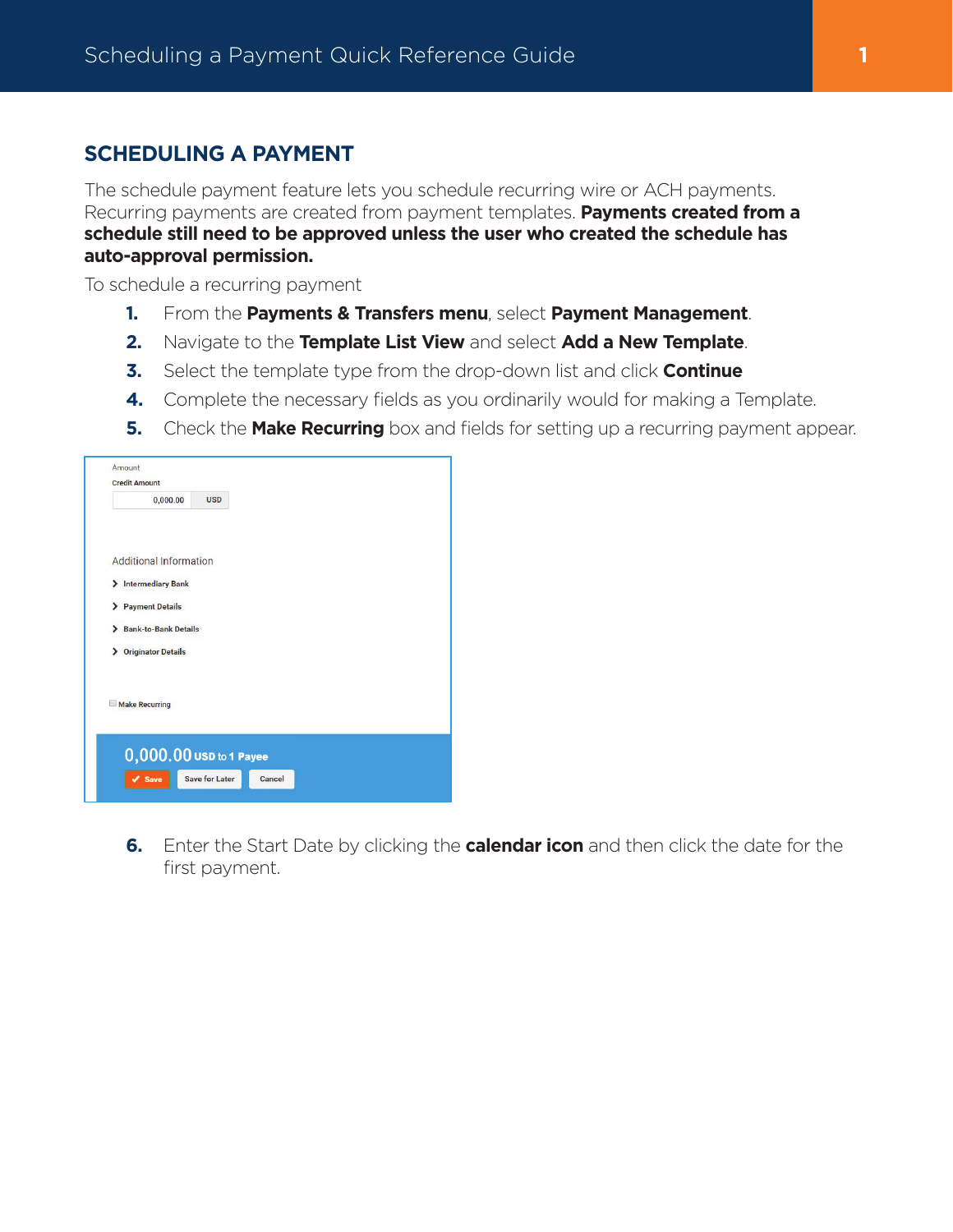## SCHEDULING A PAYMENT

The schedule payment feature lets you schedule recurring wire or ACH payments. Recurring payments are created from payment templates. **Payments created from a schedule still need to be approved unless the user who created the schedule has auto-approval permission.**

To schedule a recurring payment

1. From the **Payments & Transfers menu**, select **Payment Management**.
2. Navigate to the **Template List View** and select **Add a New Template**.
3. Select the template type from the drop-down list and click **Continue**
4. Complete the necessary fields as you ordinarily would for making a Template.
5. Check the **Make Recurring** box and fields for setting up a recurring payment appear.

Amount

Credit Amount

0,000.00 USD

Additional Information

- Intermediary Bank
- Payment Details
- Bank-to-Bank Details
- Originator Details

Make Recurring

0,000.00 USD to 1 Payee

Save | Save for Later | Cancel

6. Enter the Start Date by clicking the **calendar icon** and then click the date for the first payment.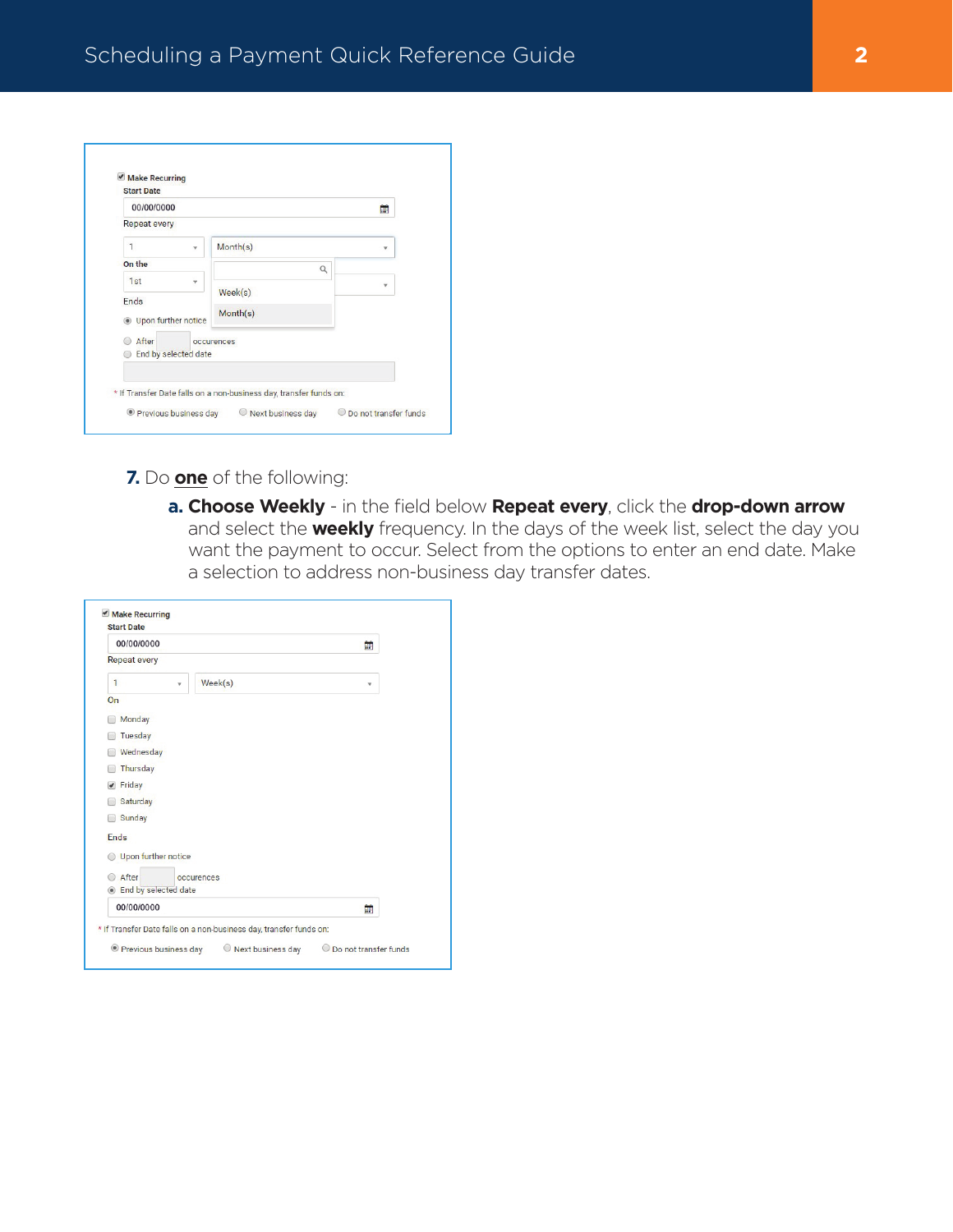7. Do **one** of the following:

   a. **Choose Weekly** - in the field below **Repeat every**, click the **drop-down arrow** and select the **weekly** frequency. In the days of the week list, select the day you want the payment to occur. Select from the options to enter an end date. Make a selection to address non-business day transfer dates.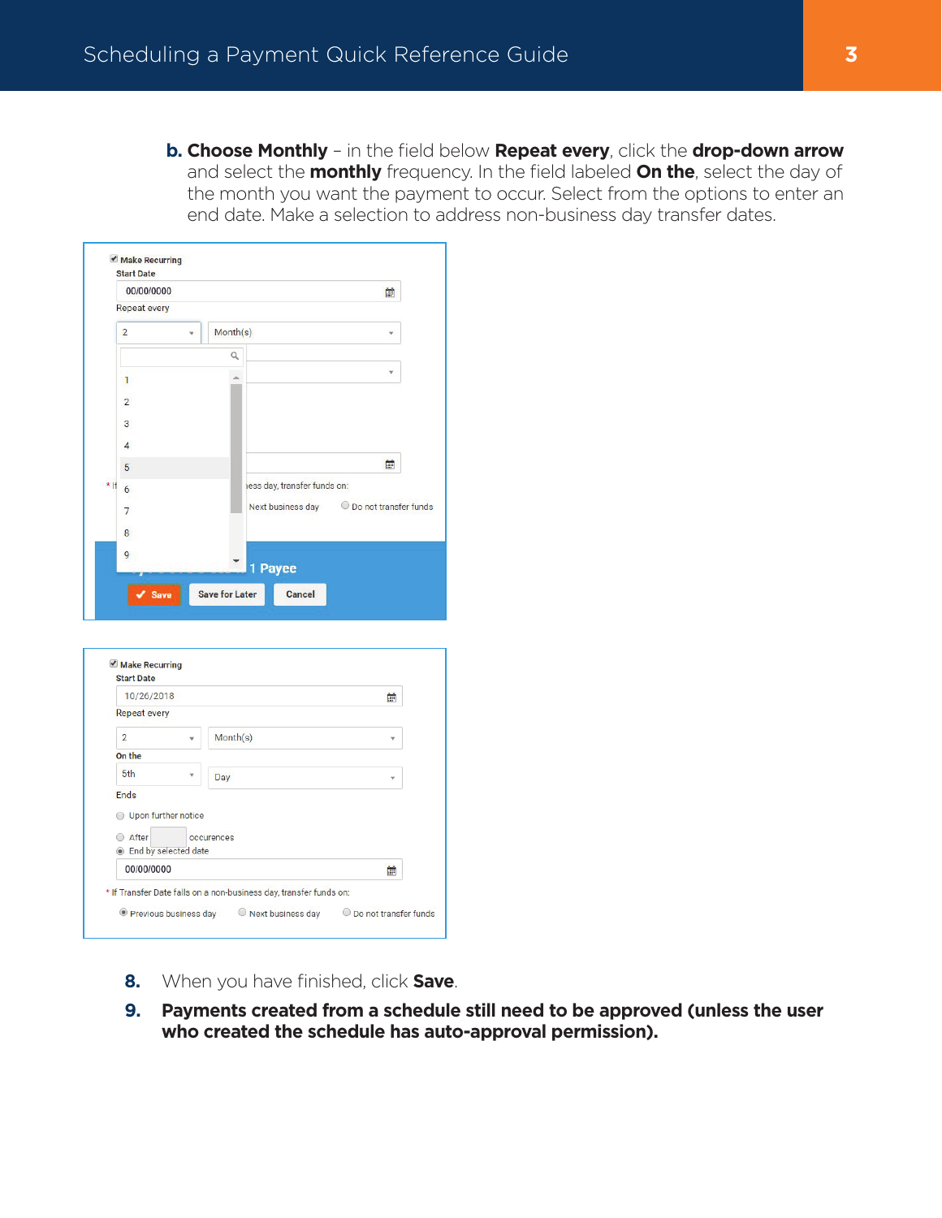b. **Choose Monthly** – in the field below **Repeat every**, click the **drop-down arrow** and select the **monthly** frequency. In the field labeled **On the**, select the day of the month you want the payment to occur. Select from the options to enter an end date. Make a selection to address non-business day transfer dates.

8. When you have finished, click **Save**.
9. **Payments created from a schedule still need to be approved (unless the user who created the schedule has auto-approval permission).**